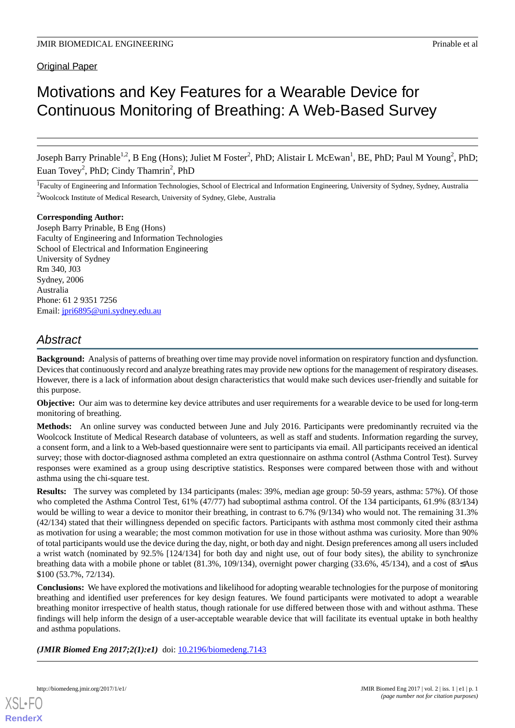Original Paper

# Motivations and Key Features for a Wearable Device for Continuous Monitoring of Breathing: A Web-Based Survey

Joseph Barry Prinable[1,2], B Eng (Hons); Juliet M Foster[2], PhD; Alistair L McEwan[1], BE, PhD; Paul M Young[2], PhD; Euan Tovey[2], PhD; Cindy Thamrin[2], PhD

[1]Faculty of Engineering and Information Technologies, School of Electrical and Information Engineering, University of Sydney, Sydney, Australia

[2]Woolcock Institute of Medical Research, University of Sydney, Glebe, Australia

**Corresponding Author:**
Joseph Barry Prinable, B Eng (Hons)
Faculty of Engineering and Information Technologies
School of Electrical and Information Engineering
University of Sydney
Rm 340, J03
Sydney, 2006
Australia
Phone: 61 2 9351 7256
Email: jpri6895@uni.sydney.edu.au

## Abstract

**Background:** Analysis of patterns of breathing over time may provide novel information on respiratory function and dysfunction. Devices that continuously record and analyze breathing rates may provide new options for the management of respiratory diseases. However, there is a lack of information about design characteristics that would make such devices user-friendly and suitable for this purpose.

**Objective:** Our aim was to determine key device attributes and user requirements for a wearable device to be used for long-term monitoring of breathing.

**Methods:** An online survey was conducted between June and July 2016. Participants were predominantly recruited via the Woolcock Institute of Medical Research database of volunteers, as well as staff and students. Information regarding the survey, a consent form, and a link to a Web-based questionnaire were sent to participants via email. All participants received an identical survey; those with doctor-diagnosed asthma completed an extra questionnaire on asthma control (Asthma Control Test). Survey responses were examined as a group using descriptive statistics. Responses were compared between those with and without asthma using the chi-square test.

**Results:** The survey was completed by 134 participants (males: 39%, median age group: 50-59 years, asthma: 57%). Of those who completed the Asthma Control Test, 61% (47/77) had suboptimal asthma control. Of the 134 participants, 61.9% (83/134) would be willing to wear a device to monitor their breathing, in contrast to 6.7% (9/134) who would not. The remaining 31.3% (42/134) stated that their willingness depended on specific factors. Participants with asthma most commonly cited their asthma as motivation for using a wearable; the most common motivation for use in those without asthma was curiosity. More than 90% of total participants would use the device during the day, night, or both day and night. Design preferences among all users included a wrist watch (nominated by 92.5% [124/134] for both day and night use, out of four body sites), the ability to synchronize breathing data with a mobile phone or tablet (81.3%, 109/134), overnight power charging (33.6%, 45/134), and a cost of ≤Aus $100 (53.7%, 72/134).

**Conclusions:** We have explored the motivations and likelihood for adopting wearable technologies for the purpose of monitoring breathing and identified user preferences for key design features. We found participants were motivated to adopt a wearable breathing monitor irrespective of health status, though rationale for use differed between those with and without asthma. These findings will help inform the design of a user-acceptable wearable device that will facilitate its eventual uptake in both healthy and asthma populations.

***(JMIR Biomed Eng 2017;2(1):e1)*** doi: 10.2196/biomedeng.7143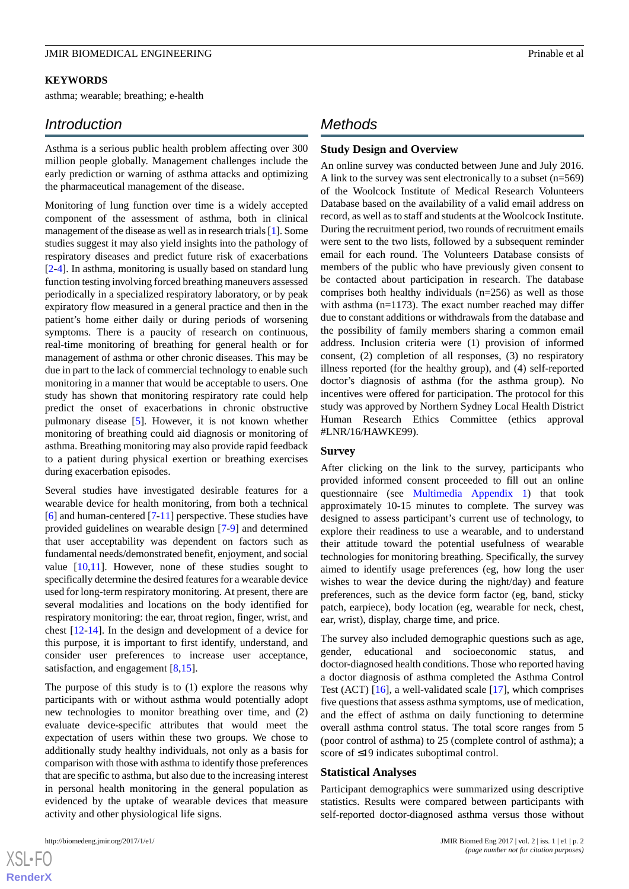**KEYWORDS**

asthma; wearable; breathing; e-health

## Introduction

Asthma is a serious public health problem affecting over 300 million people globally. Management challenges include the early prediction or warning of asthma attacks and optimizing the pharmaceutical management of the disease.

Monitoring of lung function over time is a widely accepted component of the assessment of asthma, both in clinical management of the disease as well as in research trials [1]. Some studies suggest it may also yield insights into the pathology of respiratory diseases and predict future risk of exacerbations [2-4]. In asthma, monitoring is usually based on standard lung function testing involving forced breathing maneuvers assessed periodically in a specialized respiratory laboratory, or by peak expiratory flow measured in a general practice and then in the patient's home either daily or during periods of worsening symptoms. There is a paucity of research on continuous, real-time monitoring of breathing for general health or for management of asthma or other chronic diseases. This may be due in part to the lack of commercial technology to enable such monitoring in a manner that would be acceptable to users. One study has shown that monitoring respiratory rate could help predict the onset of exacerbations in chronic obstructive pulmonary disease [5]. However, it is not known whether monitoring of breathing could aid diagnosis or monitoring of asthma. Breathing monitoring may also provide rapid feedback to a patient during physical exertion or breathing exercises during exacerbation episodes.

Several studies have investigated desirable features for a wearable device for health monitoring, from both a technical [6] and human-centered [7-11] perspective. These studies have provided guidelines on wearable design [7-9] and determined that user acceptability was dependent on factors such as fundamental needs/demonstrated benefit, enjoyment, and social value [10,11]. However, none of these studies sought to specifically determine the desired features for a wearable device used for long-term respiratory monitoring. At present, there are several modalities and locations on the body identified for respiratory monitoring: the ear, throat region, finger, wrist, and chest [12-14]. In the design and development of a device for this purpose, it is important to first identify, understand, and consider user preferences to increase user acceptance, satisfaction, and engagement [8,15].

The purpose of this study is to (1) explore the reasons why participants with or without asthma would potentially adopt new technologies to monitor breathing over time, and (2) evaluate device-specific attributes that would meet the expectation of users within these two groups. We chose to additionally study healthy individuals, not only as a basis for comparison with those with asthma to identify those preferences that are specific to asthma, but also due to the increasing interest in personal health monitoring in the general population as evidenced by the uptake of wearable devices that measure activity and other physiological life signs.

## Methods

### Study Design and Overview

An online survey was conducted between June and July 2016. A link to the survey was sent electronically to a subset (n=569) of the Woolcock Institute of Medical Research Volunteers Database based on the availability of a valid email address on record, as well as to staff and students at the Woolcock Institute. During the recruitment period, two rounds of recruitment emails were sent to the two lists, followed by a subsequent reminder email for each round. The Volunteers Database consists of members of the public who have previously given consent to be contacted about participation in research. The database comprises both healthy individuals (n=256) as well as those with asthma (n=1173). The exact number reached may differ due to constant additions or withdrawals from the database and the possibility of family members sharing a common email address. Inclusion criteria were (1) provision of informed consent, (2) completion of all responses, (3) no respiratory illness reported (for the healthy group), and (4) self-reported doctor's diagnosis of asthma (for the asthma group). No incentives were offered for participation. The protocol for this study was approved by Northern Sydney Local Health District Human Research Ethics Committee (ethics approval #LNR/16/HAWKE99).

### Survey

After clicking on the link to the survey, participants who provided informed consent proceeded to fill out an online questionnaire (see Multimedia Appendix 1) that took approximately 10-15 minutes to complete. The survey was designed to assess participant's current use of technology, to explore their readiness to use a wearable, and to understand their attitude toward the potential usefulness of wearable technologies for monitoring breathing. Specifically, the survey aimed to identify usage preferences (eg, how long the user wishes to wear the device during the night/day) and feature preferences, such as the device form factor (eg, band, sticky patch, earpiece), body location (eg, wearable for neck, chest, ear, wrist), display, charge time, and price.

The survey also included demographic questions such as age, gender, educational and socioeconomic status, and doctor-diagnosed health conditions. Those who reported having a doctor diagnosis of asthma completed the Asthma Control Test (ACT) [16], a well-validated scale [17], which comprises five questions that assess asthma symptoms, use of medication, and the effect of asthma on daily functioning to determine overall asthma control status. The total score ranges from 5 (poor control of asthma) to 25 (complete control of asthma); a score of ≤19 indicates suboptimal control.

### Statistical Analyses

Participant demographics were summarized using descriptive statistics. Results were compared between participants with self-reported doctor-diagnosed asthma versus those without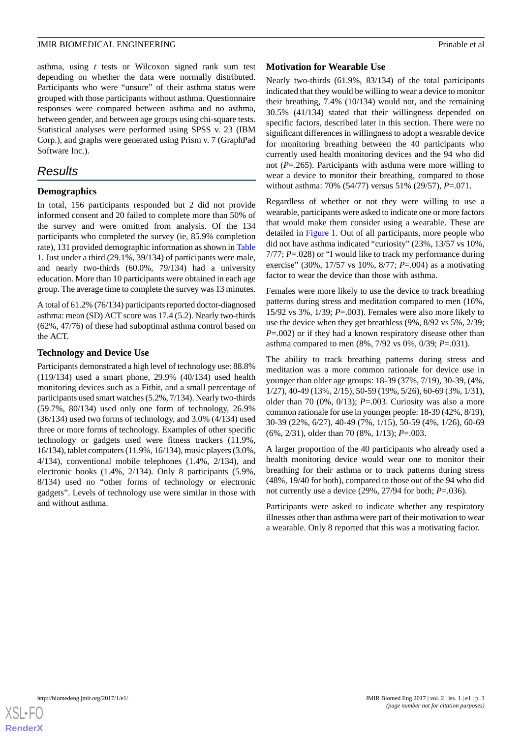asthma, using *t* tests or Wilcoxon signed rank sum test depending on whether the data were normally distributed. Participants who were "unsure" of their asthma status were grouped with those participants without asthma. Questionnaire responses were compared between asthma and no asthma, between gender, and between age groups using chi-square tests. Statistical analyses were performed using SPSS v. 23 (IBM Corp.), and graphs were generated using Prism v. 7 (GraphPad Software Inc.).

## Results

### Demographics

In total, 156 participants responded but 2 did not provide informed consent and 20 failed to complete more than 50% of the survey and were omitted from analysis. Of the 134 participants who completed the survey (ie, 85.9% completion rate), 131 provided demographic information as shown in Table 1. Just under a third (29.1%, 39/134) of participants were male, and nearly two-thirds (60.0%, 79/134) had a university education. More than 10 participants were obtained in each age group. The average time to complete the survey was 13 minutes.

A total of 61.2% (76/134) participants reported doctor-diagnosed asthma: mean (SD) ACT score was 17.4 (5.2). Nearly two-thirds (62%, 47/76) of these had suboptimal asthma control based on the ACT.

### Technology and Device Use

Participants demonstrated a high level of technology use: 88.8% (119/134) used a smart phone, 29.9% (40/134) used health monitoring devices such as a Fitbit, and a small percentage of participants used smart watches (5.2%, 7/134). Nearly two-thirds (59.7%, 80/134) used only one form of technology, 26.9% (36/134) used two forms of technology, and 3.0% (4/134) used three or more forms of technology. Examples of other specific technology or gadgets used were fitness trackers (11.9%, 16/134), tablet computers (11.9%, 16/134), music players (3.0%, 4/134), conventional mobile telephones (1.4%, 2/134), and electronic books (1.4%, 2/134). Only 8 participants (5.9%, 8/134) used no "other forms of technology or electronic gadgets". Levels of technology use were similar in those with and without asthma.

### Motivation for Wearable Use

Nearly two-thirds (61.9%, 83/134) of the total participants indicated that they would be willing to wear a device to monitor their breathing, 7.4% (10/134) would not, and the remaining 30.5% (41/134) stated that their willingness depended on specific factors, described later in this section. There were no significant differences in willingness to adopt a wearable device for monitoring breathing between the 40 participants who currently used health monitoring devices and the 94 who did not (*P*=.265). Participants with asthma were more willing to wear a device to monitor their breathing, compared to those without asthma: 70% (54/77) versus 51% (29/57), *P*=.071.

Regardless of whether or not they were willing to use a wearable, participants were asked to indicate one or more factors that would make them consider using a wearable. These are detailed in Figure 1. Out of all participants, more people who did not have asthma indicated "curiosity" (23%, 13/57 vs 10%, 7/77; *P*=.028) or "I would like to track my performance during exercise" (30%, 17/57 vs 10%, 8/77; *P*=.004) as a motivating factor to wear the device than those with asthma.

Females were more likely to use the device to track breathing patterns during stress and meditation compared to men (16%, 15/92 vs 3%, 1/39; *P*=.003). Females were also more likely to use the device when they get breathless (9%, 8/92 vs 5%, 2/39; *P*=.002) or if they had a known respiratory disease other than asthma compared to men (8%, 7/92 vs 0%, 0/39; *P*=.031).

The ability to track breathing patterns during stress and meditation was a more common rationale for device use in younger than older age groups: 18-39 (37%, 7/19), 30-39, (4%, 1/27), 40-49 (13%, 2/15), 50-59 (19%, 5/26), 60-69 (3%, 1/31), older than 70 (0%, 0/13); *P*=.003. Curiosity was also a more common rationale for use in younger people: 18-39 (42%, 8/19), 30-39 (22%, 6/27), 40-49 (7%, 1/15), 50-59 (4%, 1/26), 60-69 (6%, 2/31), older than 70 (8%, 1/13); *P*=.003.

A larger proportion of the 40 participants who already used a health monitoring device would wear one to monitor their breathing for their asthma or to track patterns during stress (48%, 19/40 for both), compared to those out of the 94 who did not currently use a device (29%, 27/94 for both; *P*=.036).

Participants were asked to indicate whether any respiratory illnesses other than asthma were part of their motivation to wear a wearable. Only 8 reported that this was a motivating factor.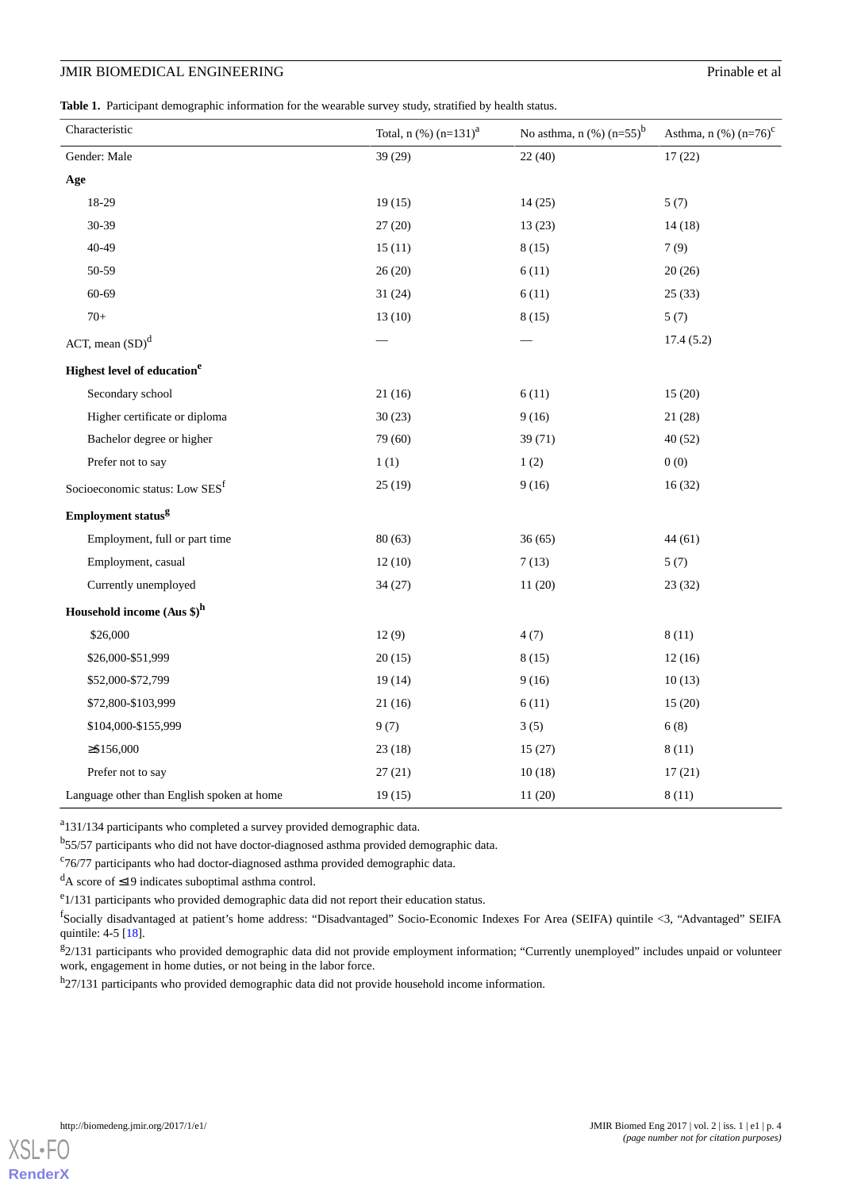**Table 1.** Participant demographic information for the wearable survey study, stratified by health status.

| Characteristic | Total, n (%) (n=131)[a] | No asthma, n (%) (n=55)[b] | Asthma, n (%) (n=76)[c] |
|---|---|---|---|
| Gender: Male | 39 (29) | 22 (40) | 17 (22) |
| **Age** | | | |
| 18-29 | 19 (15) | 14 (25) | 5 (7) |
| 30-39 | 27 (20) | 13 (23) | 14 (18) |
| 40-49 | 15 (11) | 8 (15) | 7 (9) |
| 50-59 | 26 (20) | 6 (11) | 20 (26) |
| 60-69 | 31 (24) | 6 (11) | 25 (33) |
| 70+ | 13 (10) | 8 (15) | 5 (7) |
| ACT, mean (SD)[d] | — | — | 17.4 (5.2) |
| **Highest level of education**[e] | | | |
| Secondary school | 21 (16) | 6 (11) | 15 (20) |
| Higher certificate or diploma | 30 (23) | 9 (16) | 21 (28) |
| Bachelor degree or higher | 79 (60) | 39 (71) | 40 (52) |
| Prefer not to say | 1 (1) | 1 (2) | 0 (0) |
| Socioeconomic status: Low SES[f] | 25 (19) | 9 (16) | 16 (32) |
| **Employment status**[g] | | | |
| Employment, full or part time | 80 (63) | 36 (65) | 44 (61) |
| Employment, casual | 12 (10) | 7 (13) | 5 (7) |
| Currently unemployed | 34 (27) | 11 (20) | 23 (32) |
| **Household income (Aus $)**[h] | | | |
| $26,000 | 12 (9) | 4 (7) | 8 (11) |
| $26,000-$51,999 | 20 (15) | 8 (15) | 12 (16) |
| $52,000-$72,799 | 19 (14) | 9 (16) | 10 (13) |
| $72,800-$103,999 | 21 (16) | 6 (11) | 15 (20) |
| $104,000-$155,999 | 9 (7) | 3 (5) | 6 (8) |
| ≥$156,000 | 23 (18) | 15 (27) | 8 (11) |
| Prefer not to say | 27 (21) | 10 (18) | 17 (21) |
| Language other than English spoken at home | 19 (15) | 11 (20) | 8 (11) |

[a]131/134 participants who completed a survey provided demographic data.

[b]55/57 participants who did not have doctor-diagnosed asthma provided demographic data.

[c]76/77 participants who had doctor-diagnosed asthma provided demographic data.

[d]A score of ≤19 indicates suboptimal asthma control.

[e]1/131 participants who provided demographic data did not report their education status.

[f]Socially disadvantaged at patient's home address: "Disadvantaged" Socio-Economic Indexes For Area (SEIFA) quintile <3, "Advantaged" SEIFA quintile: 4-5 [18].

[g]2/131 participants who provided demographic data did not provide employment information; "Currently unemployed" includes unpaid or volunteer work, engagement in home duties, or not being in the labor force.

[h]27/131 participants who provided demographic data did not provide household income information.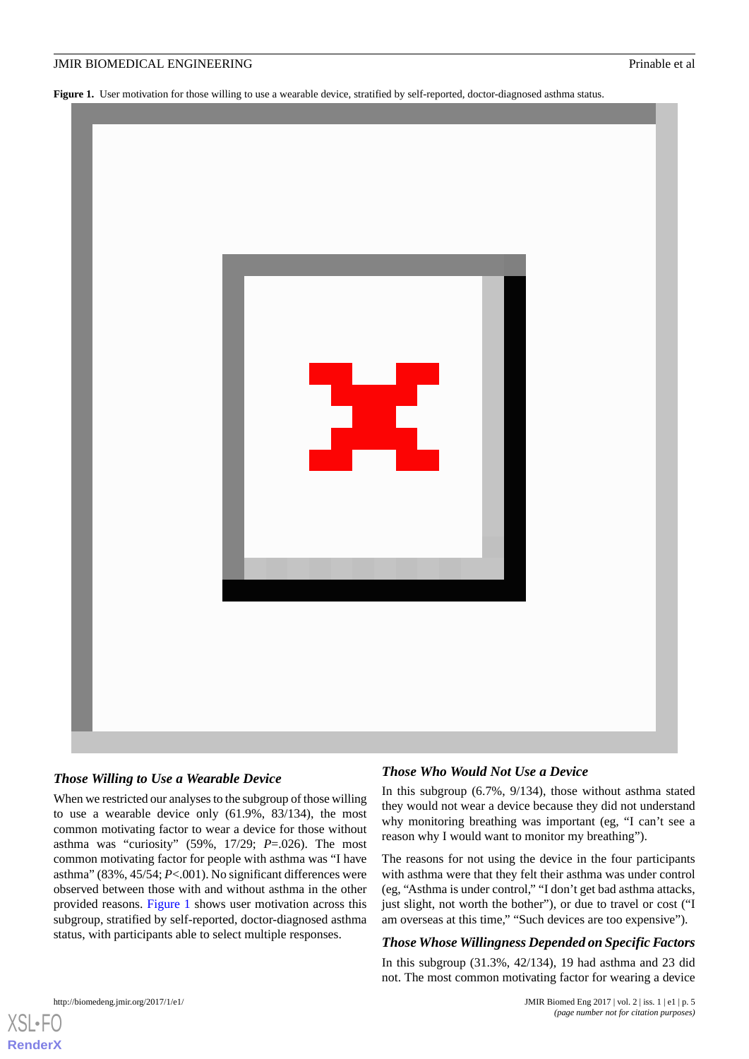**Figure 1.** User motivation for those willing to use a wearable device, stratified by self-reported, doctor-diagnosed asthma status.

### *Those Willing to Use a Wearable Device*

When we restricted our analyses to the subgroup of those willing to use a wearable device only (61.9%, 83/134), the most common motivating factor to wear a device for those without asthma was "curiosity" (59%, 17/29; *P*=.026). The most common motivating factor for people with asthma was "I have asthma" (83%, 45/54; *P*<.001). No significant differences were observed between those with and without asthma in the other provided reasons. Figure 1 shows user motivation across this subgroup, stratified by self-reported, doctor-diagnosed asthma status, with participants able to select multiple responses.

### *Those Who Would Not Use a Device*

In this subgroup (6.7%, 9/134), those without asthma stated they would not wear a device because they did not understand why monitoring breathing was important (eg, "I can't see a reason why I would want to monitor my breathing").

The reasons for not using the device in the four participants with asthma were that they felt their asthma was under control (eg, "Asthma is under control," "I don't get bad asthma attacks, just slight, not worth the bother"), or due to travel or cost ("I am overseas at this time," "Such devices are too expensive").

### *Those Whose Willingness Depended on Specific Factors*

In this subgroup (31.3%, 42/134), 19 had asthma and 23 did not. The most common motivating factor for wearing a device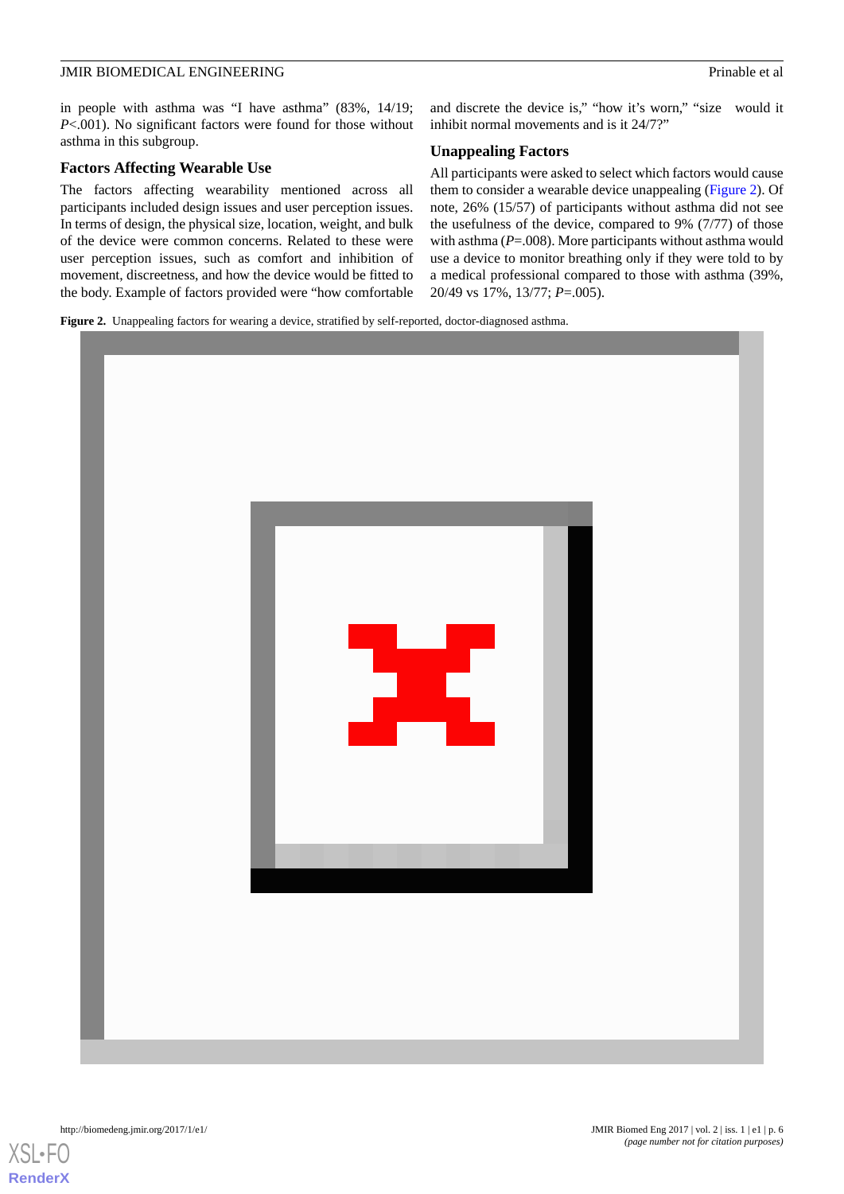in people with asthma was “I have asthma” (83%, 14/19; *P*<.001). No significant factors were found for those without asthma in this subgroup.

### Factors Affecting Wearable Use

The factors affecting wearability mentioned across all participants included design issues and user perception issues. In terms of design, the physical size, location, weight, and bulk of the device were common concerns. Related to these were user perception issues, such as comfort and inhibition of movement, discreetness, and how the device would be fitted to the body. Example of factors provided were “how comfortable and discrete the device is,” “how it’s worn,” “size would it inhibit normal movements and is it 24/7?”

### Unappealing Factors

All participants were asked to select which factors would cause them to consider a wearable device unappealing (Figure 2). Of note, 26% (15/57) of participants without asthma did not see the usefulness of the device, compared to 9% (7/77) of those with asthma (*P*=.008). More participants without asthma would use a device to monitor breathing only if they were told to by a medical professional compared to those with asthma (39%, 20/49 vs 17%, 13/77; *P*=.005).

**Figure 2.** Unappealing factors for wearing a device, stratified by self-reported, doctor-diagnosed asthma.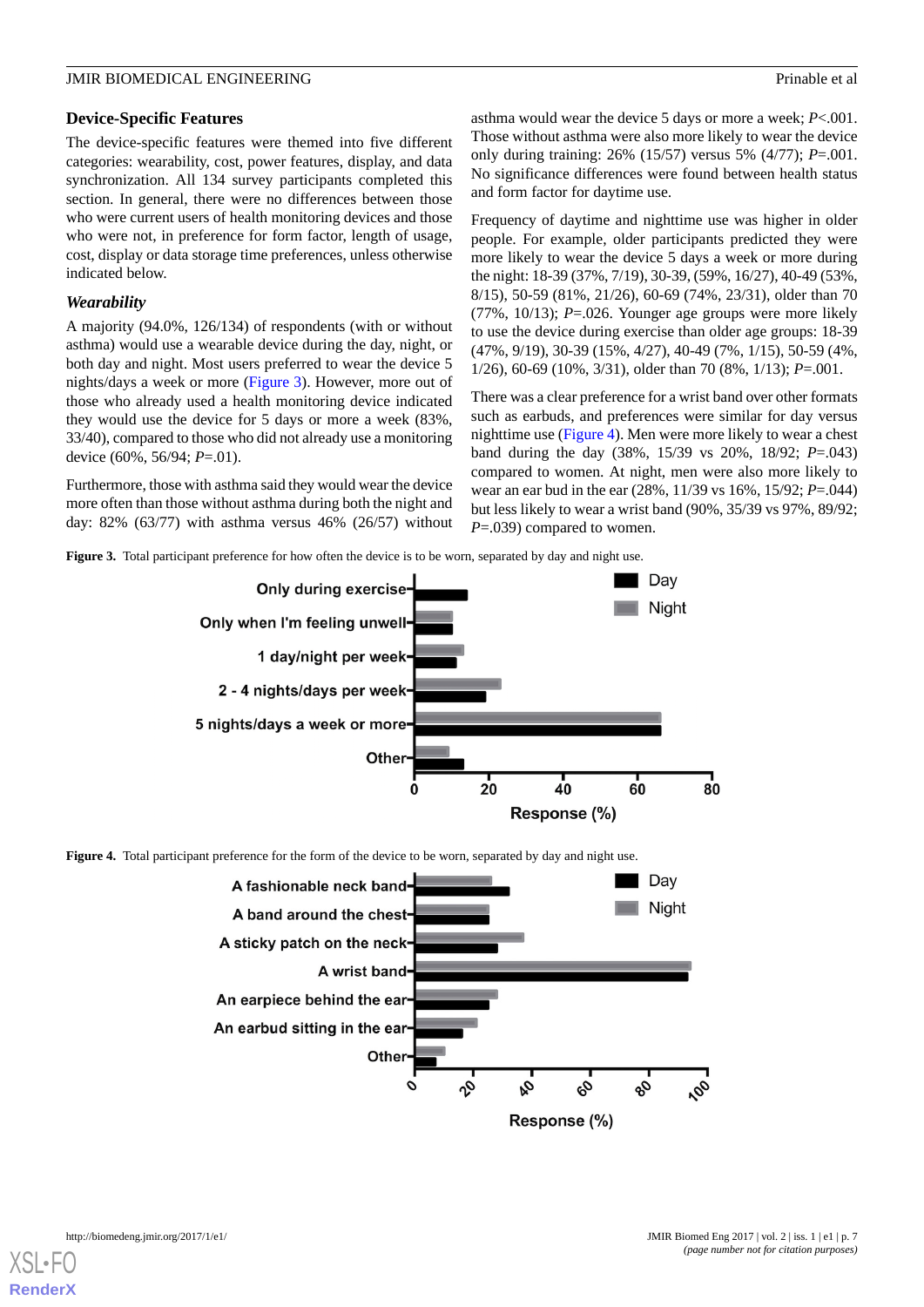## Device-Specific Features

The device-specific features were themed into five different categories: wearability, cost, power features, display, and data synchronization. All 134 survey participants completed this section. In general, there were no differences between those who were current users of health monitoring devices and those who were not, in preference for form factor, length of usage, cost, display or data storage time preferences, unless otherwise indicated below.

### *Wearability*

A majority (94.0%, 126/134) of respondents (with or without asthma) would use a wearable device during the day, night, or both day and night. Most users preferred to wear the device 5 nights/days a week or more (Figure 3). However, more out of those who already used a health monitoring device indicated they would use the device for 5 days or more a week (83%, 33/40), compared to those who did not already use a monitoring device (60%, 56/94; *P*=.01).

Furthermore, those with asthma said they would wear the device more often than those without asthma during both the night and day: 82% (63/77) with asthma versus 46% (26/57) without asthma would wear the device 5 days or more a week; *P*<.001. Those without asthma were also more likely to wear the device only during training: 26% (15/57) versus 5% (4/77); *P*=.001. No significance differences were found between health status and form factor for daytime use.

Frequency of daytime and nighttime use was higher in older people. For example, older participants predicted they were more likely to wear the device 5 days a week or more during the night: 18-39 (37%, 7/19), 30-39, (59%, 16/27), 40-49 (53%, 8/15), 50-59 (81%, 21/26), 60-69 (74%, 23/31), older than 70 (77%, 10/13); *P*=.026. Younger age groups were more likely to use the device during exercise than older age groups: 18-39 (47%, 9/19), 30-39 (15%, 4/27), 40-49 (7%, 1/15), 50-59 (4%, 1/26), 60-69 (10%, 3/31), older than 70 (8%, 1/13); *P*=.001.

There was a clear preference for a wrist band over other formats such as earbuds, and preferences were similar for day versus nighttime use (Figure 4). Men were more likely to wear a chest band during the day (38%, 15/39 vs 20%, 18/92; *P*=.043) compared to women. At night, men were also more likely to wear an ear bud in the ear (28%, 11/39 vs 16%, 15/92; *P*=.044) but less likely to wear a wrist band (90%, 35/39 vs 97%, 89/92; *P*=.039) compared to women.

**Figure 3.** Total participant preference for how often the device is to be worn, separated by day and night use.

**Figure 4.** Total participant preference for the form of the device to be worn, separated by day and night use.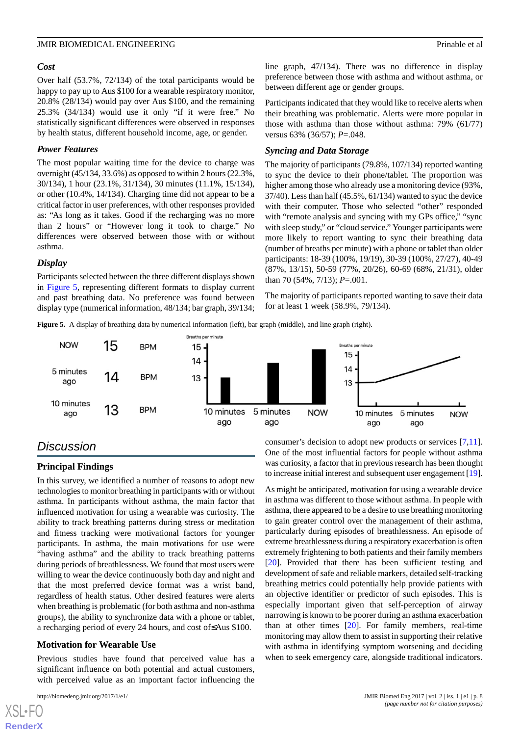### Cost

Over half (53.7%, 72/134) of the total participants would be happy to pay up to Aus $100 for a wearable respiratory monitor, 20.8% (28/134) would pay over Aus $100, and the remaining 25.3% (34/134) would use it only "if it were free." No statistically significant differences were observed in responses by health status, different household income, age, or gender.

### Power Features

The most popular waiting time for the device to charge was overnight (45/134, 33.6%) as opposed to within 2 hours (22.3%, 30/134), 1 hour (23.1%, 31/134), 30 minutes (11.1%, 15/134), or other (10.4%, 14/134). Charging time did not appear to be a critical factor in user preferences, with other responses provided as: "As long as it takes. Good if the recharging was no more than 2 hours" or "However long it took to charge." No differences were observed between those with or without asthma.

### Display

Participants selected between the three different displays shown in Figure 5, representing different formats to display current and past breathing data. No preference was found between display type (numerical information, 48/134; bar graph, 39/134; line graph, 47/134). There was no difference in display preference between those with asthma and without asthma, or between different age or gender groups.

Participants indicated that they would like to receive alerts when their breathing was problematic. Alerts were more popular in those with asthma than those without asthma: 79% (61/77) versus 63% (36/57); $P$=.048.

### Syncing and Data Storage

The majority of participants (79.8%, 107/134) reported wanting to sync the device to their phone/tablet. The proportion was higher among those who already use a monitoring device (93%, 37/40). Less than half (45.5%, 61/134) wanted to sync the device with their computer. Those who selected "other" responded with "remote analysis and syncing with my GPs office," "sync with sleep study," or "cloud service." Younger participants were more likely to report wanting to sync their breathing data (number of breaths per minute) with a phone or tablet than older participants: 18-39 (100%, 19/19), 30-39 (100%, 27/27), 40-49 (87%, 13/15), 50-59 (77%, 20/26), 60-69 (68%, 21/31), older than 70 (54%, 7/13); $P$=.001.

The majority of participants reported wanting to save their data for at least 1 week (58.9%, 79/134).

**Figure 5.** A display of breathing data by numerical information (left), bar graph (middle), and line graph (right).

## Discussion

### Principal Findings

In this survey, we identified a number of reasons to adopt new technologies to monitor breathing in participants with or without asthma. In participants without asthma, the main factor that influenced motivation for using a wearable was curiosity. The ability to track breathing patterns during stress or meditation and fitness tracking were motivational factors for younger participants. In asthma, the main motivations for use were "having asthma" and the ability to track breathing patterns during periods of breathlessness. We found that most users were willing to wear the device continuously both day and night and that the most preferred device format was a wrist band, regardless of health status. Other desired features were alerts when breathing is problematic (for both asthma and non-asthma groups), the ability to synchronize data with a phone or tablet, a recharging period of every 24 hours, and cost of≤Aus $100.

### Motivation for Wearable Use

Previous studies have found that perceived value has a significant influence on both potential and actual customers, with perceived value as an important factor influencing the consumer's decision to adopt new products or services [7,11]. One of the most influential factors for people without asthma was curiosity, a factor that in previous research has been thought to increase initial interest and subsequent user engagement [19].

As might be anticipated, motivation for using a wearable device in asthma was different to those without asthma. In people with asthma, there appeared to be a desire to use breathing monitoring to gain greater control over the management of their asthma, particularly during episodes of breathlessness. An episode of extreme breathlessness during a respiratory exacerbation is often extremely frightening to both patients and their family members [20]. Provided that there has been sufficient testing and development of safe and reliable markers, detailed self-tracking breathing metrics could potentially help provide patients with an objective identifier or predictor of such episodes. This is especially important given that self-perception of airway narrowing is known to be poorer during an asthma exacerbation than at other times [20]. For family members, real-time monitoring may allow them to assist in supporting their relative with asthma in identifying symptom worsening and deciding when to seek emergency care, alongside traditional indicators.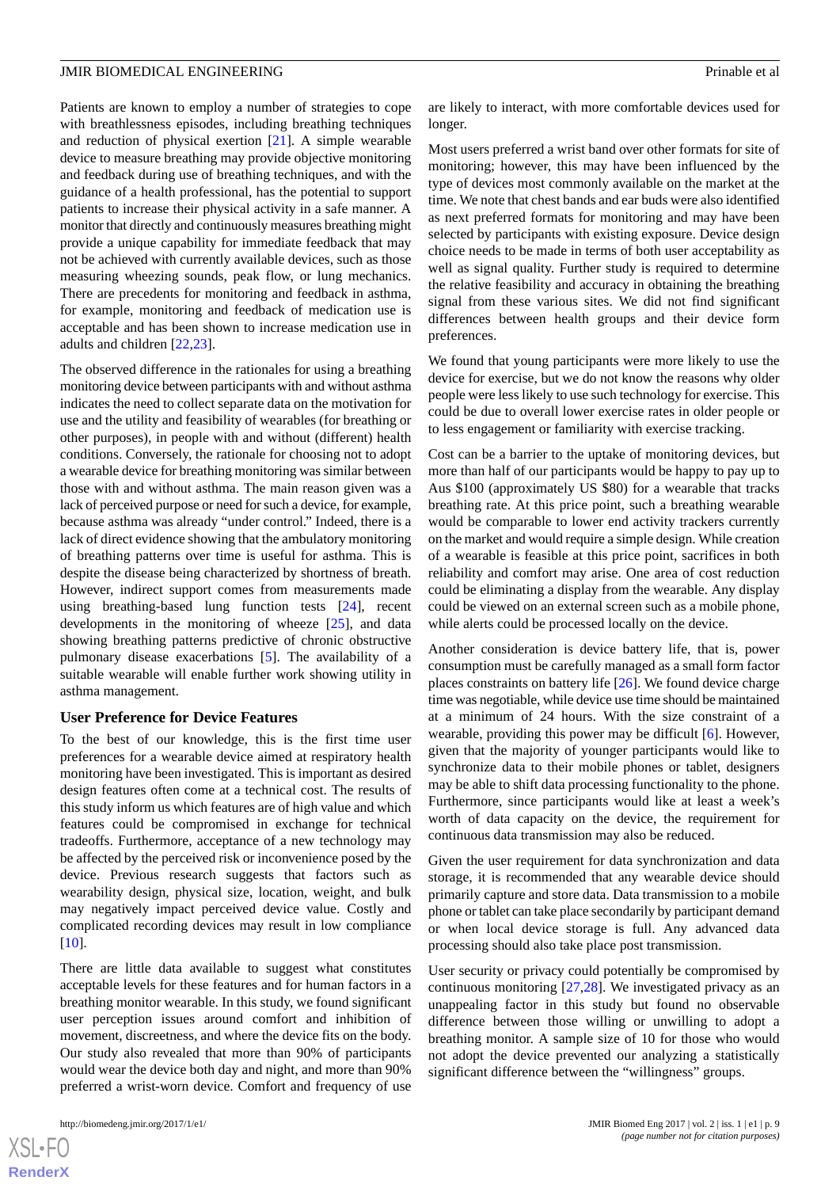Patients are known to employ a number of strategies to cope with breathlessness episodes, including breathing techniques and reduction of physical exertion [21]. A simple wearable device to measure breathing may provide objective monitoring and feedback during use of breathing techniques, and with the guidance of a health professional, has the potential to support patients to increase their physical activity in a safe manner. A monitor that directly and continuously measures breathing might provide a unique capability for immediate feedback that may not be achieved with currently available devices, such as those measuring wheezing sounds, peak flow, or lung mechanics. There are precedents for monitoring and feedback in asthma, for example, monitoring and feedback of medication use is acceptable and has been shown to increase medication use in adults and children [22,23].

The observed difference in the rationales for using a breathing monitoring device between participants with and without asthma indicates the need to collect separate data on the motivation for use and the utility and feasibility of wearables (for breathing or other purposes), in people with and without (different) health conditions. Conversely, the rationale for choosing not to adopt a wearable device for breathing monitoring was similar between those with and without asthma. The main reason given was a lack of perceived purpose or need for such a device, for example, because asthma was already "under control." Indeed, there is a lack of direct evidence showing that the ambulatory monitoring of breathing patterns over time is useful for asthma. This is despite the disease being characterized by shortness of breath. However, indirect support comes from measurements made using breathing-based lung function tests [24], recent developments in the monitoring of wheeze [25], and data showing breathing patterns predictive of chronic obstructive pulmonary disease exacerbations [5]. The availability of a suitable wearable will enable further work showing utility in asthma management.

### User Preference for Device Features

To the best of our knowledge, this is the first time user preferences for a wearable device aimed at respiratory health monitoring have been investigated. This is important as desired design features often come at a technical cost. The results of this study inform us which features are of high value and which features could be compromised in exchange for technical tradeoffs. Furthermore, acceptance of a new technology may be affected by the perceived risk or inconvenience posed by the device. Previous research suggests that factors such as wearability design, physical size, location, weight, and bulk may negatively impact perceived device value. Costly and complicated recording devices may result in low compliance [10].

There are little data available to suggest what constitutes acceptable levels for these features and for human factors in a breathing monitor wearable. In this study, we found significant user perception issues around comfort and inhibition of movement, discreetness, and where the device fits on the body. Our study also revealed that more than 90% of participants would wear the device both day and night, and more than 90% preferred a wrist-worn device. Comfort and frequency of use are likely to interact, with more comfortable devices used for longer.

Most users preferred a wrist band over other formats for site of monitoring; however, this may have been influenced by the type of devices most commonly available on the market at the time. We note that chest bands and ear buds were also identified as next preferred formats for monitoring and may have been selected by participants with existing exposure. Device design choice needs to be made in terms of both user acceptability as well as signal quality. Further study is required to determine the relative feasibility and accuracy in obtaining the breathing signal from these various sites. We did not find significant differences between health groups and their device form preferences.

We found that young participants were more likely to use the device for exercise, but we do not know the reasons why older people were less likely to use such technology for exercise. This could be due to overall lower exercise rates in older people or to less engagement or familiarity with exercise tracking.

Cost can be a barrier to the uptake of monitoring devices, but more than half of our participants would be happy to pay up to Aus $100 (approximately US $80) for a wearable that tracks breathing rate. At this price point, such a breathing wearable would be comparable to lower end activity trackers currently on the market and would require a simple design. While creation of a wearable is feasible at this price point, sacrifices in both reliability and comfort may arise. One area of cost reduction could be eliminating a display from the wearable. Any display could be viewed on an external screen such as a mobile phone, while alerts could be processed locally on the device.

Another consideration is device battery life, that is, power consumption must be carefully managed as a small form factor places constraints on battery life [26]. We found device charge time was negotiable, while device use time should be maintained at a minimum of 24 hours. With the size constraint of a wearable, providing this power may be difficult [6]. However, given that the majority of younger participants would like to synchronize data to their mobile phones or tablet, designers may be able to shift data processing functionality to the phone. Furthermore, since participants would like at least a week's worth of data capacity on the device, the requirement for continuous data transmission may also be reduced.

Given the user requirement for data synchronization and data storage, it is recommended that any wearable device should primarily capture and store data. Data transmission to a mobile phone or tablet can take place secondarily by participant demand or when local device storage is full. Any advanced data processing should also take place post transmission.

User security or privacy could potentially be compromised by continuous monitoring [27,28]. We investigated privacy as an unappealing factor in this study but found no observable difference between those willing or unwilling to adopt a breathing monitor. A sample size of 10 for those who would not adopt the device prevented our analyzing a statistically significant difference between the "willingness" groups.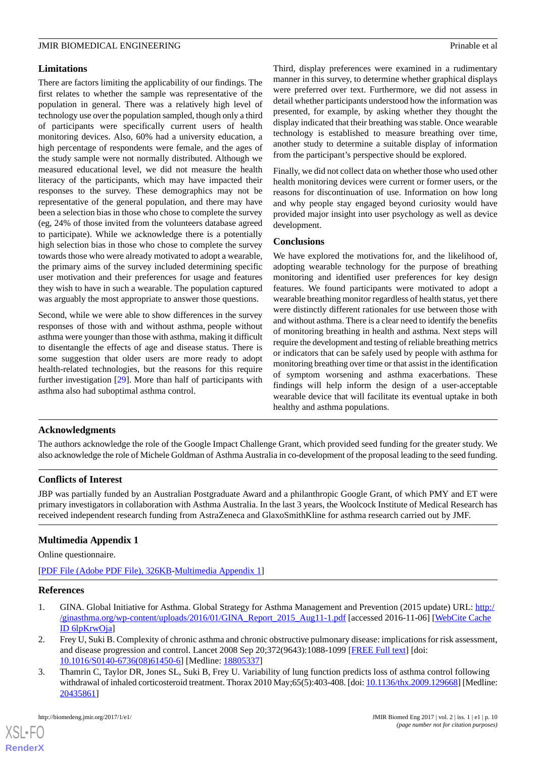## Limitations

There are factors limiting the applicability of our findings. The first relates to whether the sample was representative of the population in general. There was a relatively high level of technology use over the population sampled, though only a third of participants were specifically current users of health monitoring devices. Also, 60% had a university education, a high percentage of respondents were female, and the ages of the study sample were not normally distributed. Although we measured educational level, we did not measure the health literacy of the participants, which may have impacted their responses to the survey. These demographics may not be representative of the general population, and there may have been a selection bias in those who chose to complete the survey (eg, 24% of those invited from the volunteers database agreed to participate). While we acknowledge there is a potentially high selection bias in those who chose to complete the survey towards those who were already motivated to adopt a wearable, the primary aims of the survey included determining specific user motivation and their preferences for usage and features they wish to have in such a wearable. The population captured was arguably the most appropriate to answer those questions.

Second, while we were able to show differences in the survey responses of those with and without asthma, people without asthma were younger than those with asthma, making it difficult to disentangle the effects of age and disease status. There is some suggestion that older users are more ready to adopt health-related technologies, but the reasons for this require further investigation [29]. More than half of participants with asthma also had suboptimal asthma control.

Third, display preferences were examined in a rudimentary manner in this survey, to determine whether graphical displays were preferred over text. Furthermore, we did not assess in detail whether participants understood how the information was presented, for example, by asking whether they thought the display indicated that their breathing was stable. Once wearable technology is established to measure breathing over time, another study to determine a suitable display of information from the participant's perspective should be explored.

Finally, we did not collect data on whether those who used other health monitoring devices were current or former users, or the reasons for discontinuation of use. Information on how long and why people stay engaged beyond curiosity would have provided major insight into user psychology as well as device development.

## Conclusions

We have explored the motivations for, and the likelihood of, adopting wearable technology for the purpose of breathing monitoring and identified user preferences for key design features. We found participants were motivated to adopt a wearable breathing monitor regardless of health status, yet there were distinctly different rationales for use between those with and without asthma. There is a clear need to identify the benefits of monitoring breathing in health and asthma. Next steps will require the development and testing of reliable breathing metrics or indicators that can be safely used by people with asthma for monitoring breathing over time or that assist in the identification of symptom worsening and asthma exacerbations. These findings will help inform the design of a user-acceptable wearable device that will facilitate its eventual uptake in both healthy and asthma populations.

## Acknowledgments

The authors acknowledge the role of the Google Impact Challenge Grant, which provided seed funding for the greater study. We also acknowledge the role of Michele Goldman of Asthma Australia in co-development of the proposal leading to the seed funding.

## Conflicts of Interest

JBP was partially funded by an Australian Postgraduate Award and a philanthropic Google Grant, of which PMY and ET were primary investigators in collaboration with Asthma Australia. In the last 3 years, the Woolcock Institute of Medical Research has received independent research funding from AstraZeneca and GlaxoSmithKline for asthma research carried out by JMF.

## Multimedia Appendix 1

Online questionnaire.

[PDF File (Adobe PDF File), 326KB-Multimedia Appendix 1]

## References

1. GINA. Global Initiative for Asthma. Global Strategy for Asthma Management and Prevention (2015 update) URL: http://ginasthma.org/wp-content/uploads/2016/01/GINA_Report_2015_Aug11-1.pdf [accessed 2016-11-06] [WebCite Cache ID 6lpKrwOja]
2. Frey U, Suki B. Complexity of chronic asthma and chronic obstructive pulmonary disease: implications for risk assessment, and disease progression and control. Lancet 2008 Sep 20;372(9643):1088-1099 [FREE Full text] [doi: 10.1016/S0140-6736(08)61450-6] [Medline: 18805337]
3. Thamrin C, Taylor DR, Jones SL, Suki B, Frey U. Variability of lung function predicts loss of asthma control following withdrawal of inhaled corticosteroid treatment. Thorax 2010 May;65(5):403-408. [doi: 10.1136/thx.2009.129668] [Medline: 20435861]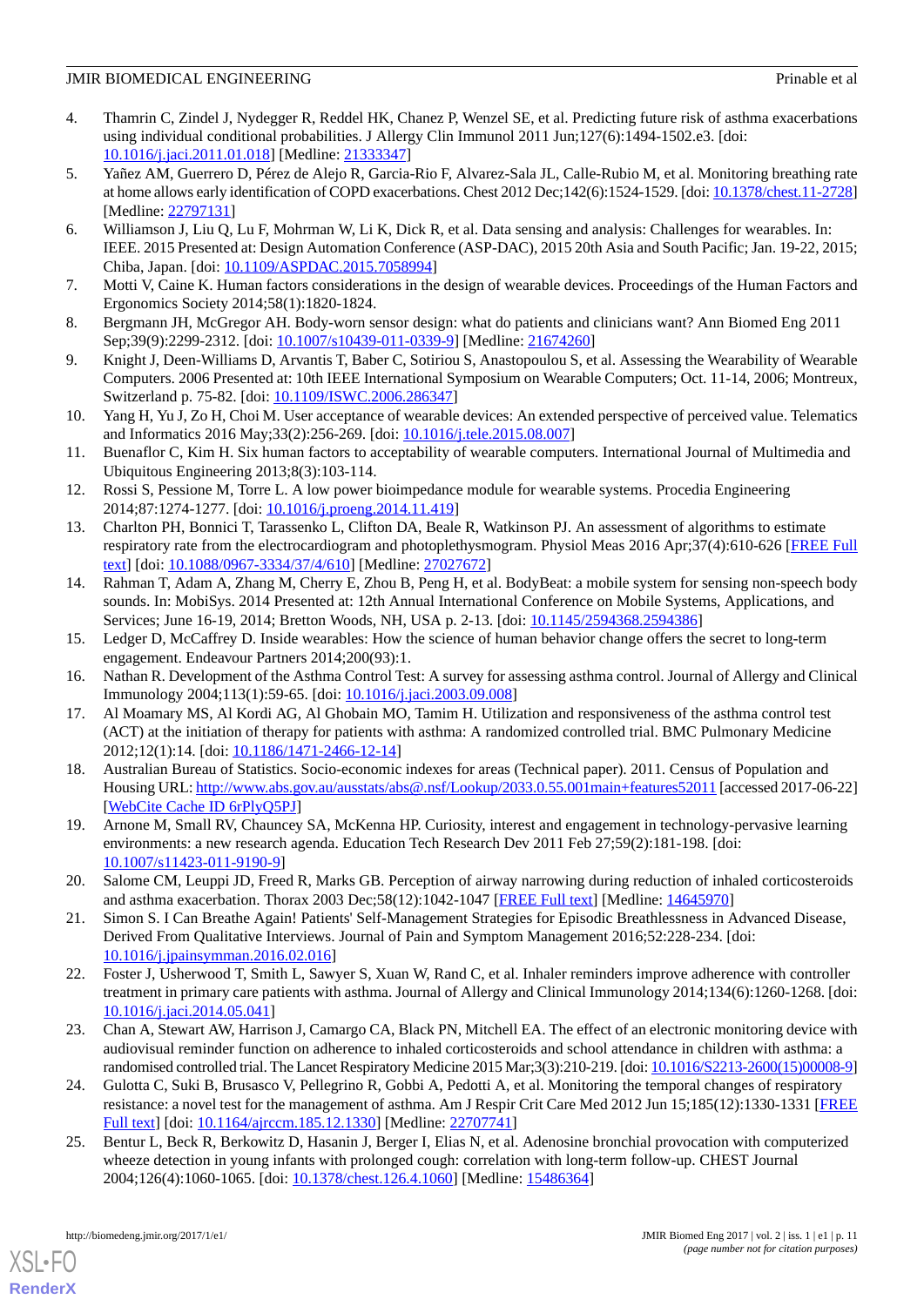4. Thamrin C, Zindel J, Nydegger R, Reddel HK, Chanez P, Wenzel SE, et al. Predicting future risk of asthma exacerbations using individual conditional probabilities. J Allergy Clin Immunol 2011 Jun;127(6):1494-1502.e3. [doi: 10.1016/j.jaci.2011.01.018] [Medline: 21333347]
5. Yañez AM, Guerrero D, Pérez de Alejo R, Garcia-Rio F, Alvarez-Sala JL, Calle-Rubio M, et al. Monitoring breathing rate at home allows early identification of COPD exacerbations. Chest 2012 Dec;142(6):1524-1529. [doi: 10.1378/chest.11-2728] [Medline: 22797131]
6. Williamson J, Liu Q, Lu F, Mohrman W, Li K, Dick R, et al. Data sensing and analysis: Challenges for wearables. In: IEEE. 2015 Presented at: Design Automation Conference (ASP-DAC), 2015 20th Asia and South Pacific; Jan. 19-22, 2015; Chiba, Japan. [doi: 10.1109/ASPDAC.2015.7058994]
7. Motti V, Caine K. Human factors considerations in the design of wearable devices. Proceedings of the Human Factors and Ergonomics Society 2014;58(1):1820-1824.
8. Bergmann JH, McGregor AH. Body-worn sensor design: what do patients and clinicians want? Ann Biomed Eng 2011 Sep;39(9):2299-2312. [doi: 10.1007/s10439-011-0339-9] [Medline: 21674260]
9. Knight J, Deen-Williams D, Arvantis T, Baber C, Sotiriou S, Anastopoulou S, et al. Assessing the Wearability of Wearable Computers. 2006 Presented at: 10th IEEE International Symposium on Wearable Computers; Oct. 11-14, 2006; Montreux, Switzerland p. 75-82. [doi: 10.1109/ISWC.2006.286347]
10. Yang H, Yu J, Zo H, Choi M. User acceptance of wearable devices: An extended perspective of perceived value. Telematics and Informatics 2016 May;33(2):256-269. [doi: 10.1016/j.tele.2015.08.007]
11. Buenaflor C, Kim H. Six human factors to acceptability of wearable computers. International Journal of Multimedia and Ubiquitous Engineering 2013;8(3):103-114.
12. Rossi S, Pessione M, Torre L. A low power bioimpedance module for wearable systems. Procedia Engineering 2014;87:1274-1277. [doi: 10.1016/j.proeng.2014.11.419]
13. Charlton PH, Bonnici T, Tarassenko L, Clifton DA, Beale R, Watkinson PJ. An assessment of algorithms to estimate respiratory rate from the electrocardiogram and photoplethysmogram. Physiol Meas 2016 Apr;37(4):610-626 [FREE Full text] [doi: 10.1088/0967-3334/37/4/610] [Medline: 27027672]
14. Rahman T, Adam A, Zhang M, Cherry E, Zhou B, Peng H, et al. BodyBeat: a mobile system for sensing non-speech body sounds. In: MobiSys. 2014 Presented at: 12th Annual International Conference on Mobile Systems, Applications, and Services; June 16-19, 2014; Bretton Woods, NH, USA p. 2-13. [doi: 10.1145/2594368.2594386]
15. Ledger D, McCaffrey D. Inside wearables: How the science of human behavior change offers the secret to long-term engagement. Endeavour Partners 2014;200(93):1.
16. Nathan R. Development of the Asthma Control Test: A survey for assessing asthma control. Journal of Allergy and Clinical Immunology 2004;113(1):59-65. [doi: 10.1016/j.jaci.2003.09.008]
17. Al Moamary MS, Al Kordi AG, Al Ghobain MO, Tamim H. Utilization and responsiveness of the asthma control test (ACT) at the initiation of therapy for patients with asthma: A randomized controlled trial. BMC Pulmonary Medicine 2012;12(1):14. [doi: 10.1186/1471-2466-12-14]
18. Australian Bureau of Statistics. Socio-economic indexes for areas (Technical paper). 2011. Census of Population and Housing URL: http://www.abs.gov.au/ausstats/abs@.nsf/Lookup/2033.0.55.001main+features52011 [accessed 2017-06-22] [WebCite Cache ID 6rPlyQ5PJ]
19. Arnone M, Small RV, Chauncey SA, McKenna HP. Curiosity, interest and engagement in technology-pervasive learning environments: a new research agenda. Education Tech Research Dev 2011 Feb 27;59(2):181-198. [doi: 10.1007/s11423-011-9190-9]
20. Salome CM, Leuppi JD, Freed R, Marks GB. Perception of airway narrowing during reduction of inhaled corticosteroids and asthma exacerbation. Thorax 2003 Dec;58(12):1042-1047 [FREE Full text] [Medline: 14645970]
21. Simon S. I Can Breathe Again! Patients' Self-Management Strategies for Episodic Breathlessness in Advanced Disease, Derived From Qualitative Interviews. Journal of Pain and Symptom Management 2016;52:228-234. [doi: 10.1016/j.jpainsymman.2016.02.016]
22. Foster J, Usherwood T, Smith L, Sawyer S, Xuan W, Rand C, et al. Inhaler reminders improve adherence with controller treatment in primary care patients with asthma. Journal of Allergy and Clinical Immunology 2014;134(6):1260-1268. [doi: 10.1016/j.jaci.2014.05.041]
23. Chan A, Stewart AW, Harrison J, Camargo CA, Black PN, Mitchell EA. The effect of an electronic monitoring device with audiovisual reminder function on adherence to inhaled corticosteroids and school attendance in children with asthma: a randomised controlled trial. The Lancet Respiratory Medicine 2015 Mar;3(3):210-219. [doi: 10.1016/S2213-2600(15)00008-9]
24. Gulotta C, Suki B, Brusasco V, Pellegrino R, Gobbi A, Pedotti A, et al. Monitoring the temporal changes of respiratory resistance: a novel test for the management of asthma. Am J Respir Crit Care Med 2012 Jun 15;185(12):1330-1331 [FREE Full text] [doi: 10.1164/ajrccm.185.12.1330] [Medline: 22707741]
25. Bentur L, Beck R, Berkowitz D, Hasanin J, Berger I, Elias N, et al. Adenosine bronchial provocation with computerized wheeze detection in young infants with prolonged cough: correlation with long-term follow-up. CHEST Journal 2004;126(4):1060-1065. [doi: 10.1378/chest.126.4.1060] [Medline: 15486364]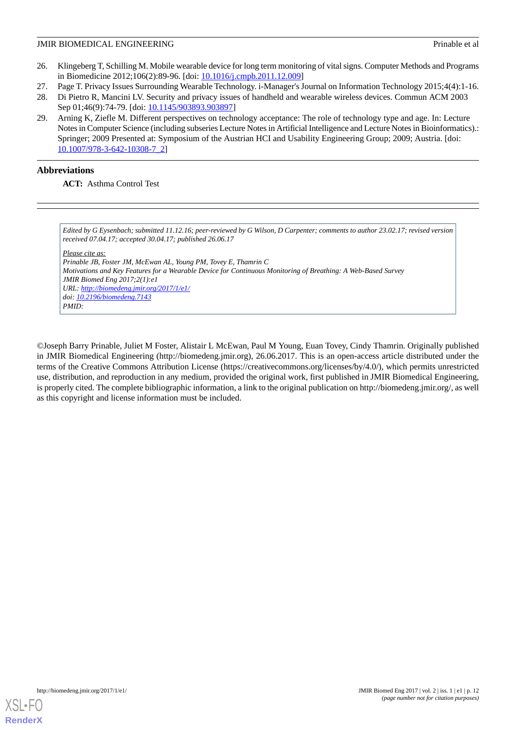26. Klingeberg T, Schilling M. Mobile wearable device for long term monitoring of vital signs. Computer Methods and Programs in Biomedicine 2012;106(2):89-96. [doi: 10.1016/j.cmpb.2011.12.009]
27. Page T. Privacy Issues Surrounding Wearable Technology. i-Manager's Journal on Information Technology 2015;4(4):1-16.
28. Di Pietro R, Mancini LV. Security and privacy issues of handheld and wearable wireless devices. Commun ACM 2003 Sep 01;46(9):74-79. [doi: 10.1145/903893.903897]
29. Arning K, Ziefle M. Different perspectives on technology acceptance: The role of technology type and age. In: Lecture Notes in Computer Science (including subseries Lecture Notes in Artificial Intelligence and Lecture Notes in Bioinformatics).: Springer; 2009 Presented at: Symposium of the Austrian HCI and Usability Engineering Group; 2009; Austria. [doi: 10.1007/978-3-642-10308-7_2]

## Abbreviations

**ACT:** Asthma Control Test

*Edited by G Eysenbach; submitted 11.12.16; peer-reviewed by G Wilson, D Carpenter; comments to author 23.02.17; revised version received 07.04.17; accepted 30.04.17; published 26.06.17*

*Please cite as:*
*Prinable JB, Foster JM, McEwan AL, Young PM, Tovey E, Thamrin C*
*Motivations and Key Features for a Wearable Device for Continuous Monitoring of Breathing: A Web-Based Survey*
*JMIR Biomed Eng 2017;2(1):e1*
*URL: http://biomedeng.jmir.org/2017/1/e1/*
*doi: 10.2196/biomedeng.7143*
*PMID:*

©Joseph Barry Prinable, Juliet M Foster, Alistair L McEwan, Paul M Young, Euan Tovey, Cindy Thamrin. Originally published in JMIR Biomedical Engineering (http://biomedeng.jmir.org), 26.06.2017. This is an open-access article distributed under the terms of the Creative Commons Attribution License (https://creativecommons.org/licenses/by/4.0/), which permits unrestricted use, distribution, and reproduction in any medium, provided the original work, first published in JMIR Biomedical Engineering, is properly cited. The complete bibliographic information, a link to the original publication on http://biomedeng.jmir.org/, as well as this copyright and license information must be included.